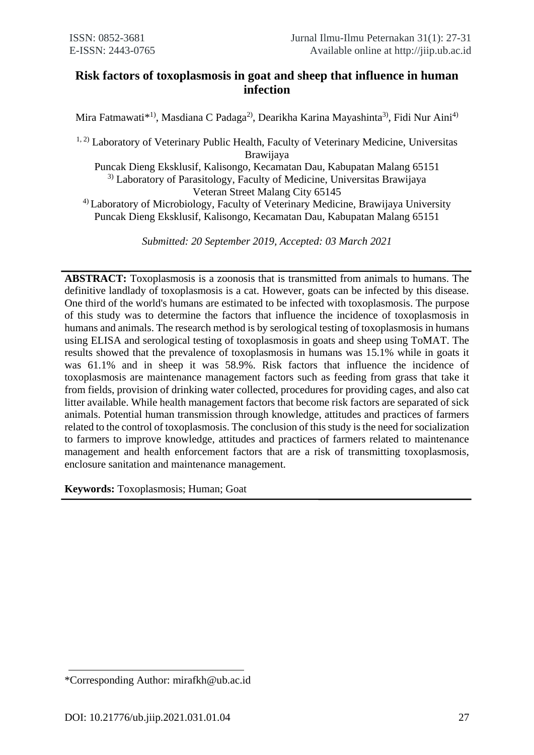# Risk factors of toxoplasmosis in goat and sheep that influence in human infection

Mira Fatmawati*[1)], Masdiana C Padaga[2)], Dearikha Karina Mayashinta[3)], Fidi Nur Aini[4)]

[1, 2)] Laboratory of Veterinary Public Health, Faculty of Veterinary Medicine, Universitas Brawijaya
Puncak Dieng Eksklusif, Kalisongo, Kecamatan Dau, Kabupatan Malang 65151
[3)] Laboratory of Parasitology, Faculty of Medicine, Universitas Brawijaya
Veteran Street Malang City 65145
[4)] Laboratory of Microbiology, Faculty of Veterinary Medicine, Brawijaya University
Puncak Dieng Eksklusif, Kalisongo, Kecamatan Dau, Kabupatan Malang 65151

*Submitted: 20 September 2019, Accepted: 03 March 2021*

**ABSTRACT:** Toxoplasmosis is a zoonosis that is transmitted from animals to humans. The definitive landlady of toxoplasmosis is a cat. However, goats can be infected by this disease. One third of the world's humans are estimated to be infected with toxoplasmosis. The purpose of this study was to determine the factors that influence the incidence of toxoplasmosis in humans and animals. The research method is by serological testing of toxoplasmosis in humans using ELISA and serological testing of toxoplasmosis in goats and sheep using ToMAT. The results showed that the prevalence of toxoplasmosis in humans was 15.1% while in goats it was 61.1% and in sheep it was 58.9%. Risk factors that influence the incidence of toxoplasmosis are maintenance management factors such as feeding from grass that take it from fields, provision of drinking water collected, procedures for providing cages, and also cat litter available. While health management factors that become risk factors are separated of sick animals. Potential human transmission through knowledge, attitudes and practices of farmers related to the control of toxoplasmosis. The conclusion of this study is the need for socialization to farmers to improve knowledge, attitudes and practices of farmers related to maintenance management and health enforcement factors that are a risk of transmitting toxoplasmosis, enclosure sanitation and maintenance management.

**Keywords:** Toxoplasmosis; Human; Goat

---

*Corresponding Author: mirafkh@ub.ac.id

DOI: 10.21776/ub.jiip.2021.031.01.04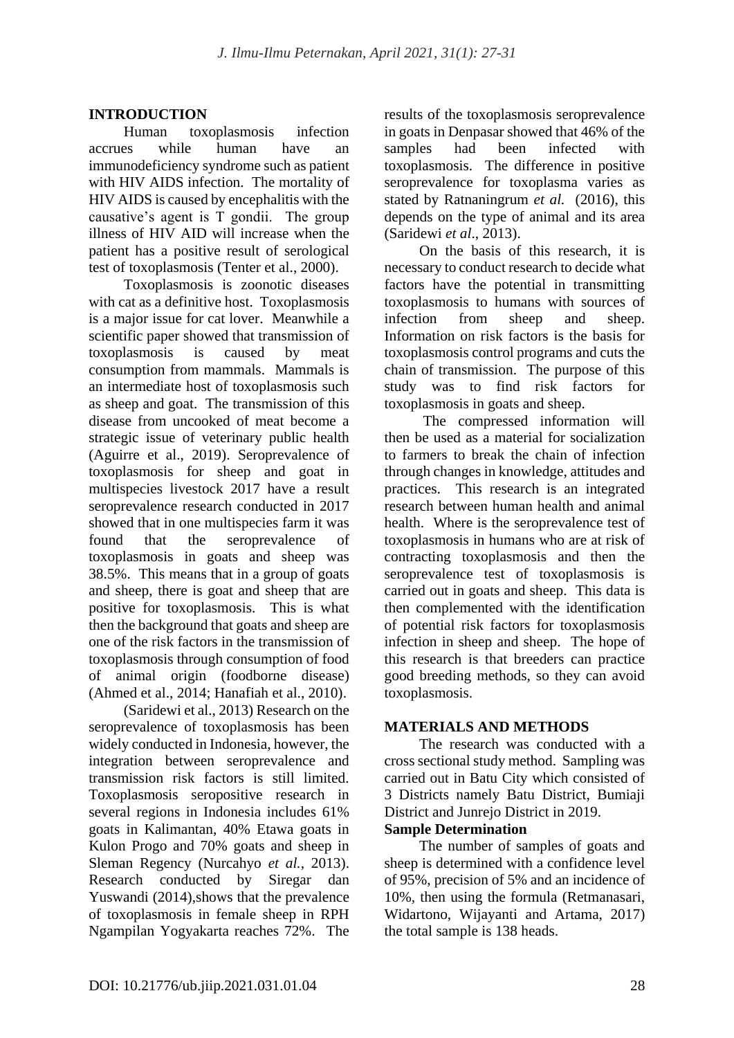## INTRODUCTION

Human toxoplasmosis infection accrues while human have an immunodeficiency syndrome such as patient with HIV AIDS infection. The mortality of HIV AIDS is caused by encephalitis with the causative's agent is T gondii. The group illness of HIV AID will increase when the patient has a positive result of serological test of toxoplasmosis (Tenter et al., 2000).

Toxoplasmosis is zoonotic diseases with cat as a definitive host. Toxoplasmosis is a major issue for cat lover. Meanwhile a scientific paper showed that transmission of toxoplasmosis is caused by meat consumption from mammals. Mammals is an intermediate host of toxoplasmosis such as sheep and goat. The transmission of this disease from uncooked of meat become a strategic issue of veterinary public health (Aguirre et al., 2019). Seroprevalence of toxoplasmosis for sheep and goat in multispecies livestock 2017 have a result seroprevalence research conducted in 2017 showed that in one multispecies farm it was found that the seroprevalence of toxoplasmosis in goats and sheep was 38.5%. This means that in a group of goats and sheep, there is goat and sheep that are positive for toxoplasmosis. This is what then the background that goats and sheep are one of the risk factors in the transmission of toxoplasmosis through consumption of food of animal origin (foodborne disease) (Ahmed et al., 2014; Hanafiah et al., 2010).

(Saridewi et al., 2013) Research on the seroprevalence of toxoplasmosis has been widely conducted in Indonesia, however, the integration between seroprevalence and transmission risk factors is still limited. Toxoplasmosis seropositive research in several regions in Indonesia includes 61% goats in Kalimantan, 40% Etawa goats in Kulon Progo and 70% goats and sheep in Sleman Regency (Nurcahyo *et al.*, 2013). Research conducted by Siregar dan Yuswandi (2014),shows that the prevalence of toxoplasmosis in female sheep in RPH Ngampilan Yogyakarta reaches 72%. The results of the toxoplasmosis seroprevalence in goats in Denpasar showed that 46% of the samples had been infected with toxoplasmosis. The difference in positive seroprevalence for toxoplasma varies as stated by Ratnaningrum *et al.* (2016), this depends on the type of animal and its area (Saridewi *et al*., 2013).

On the basis of this research, it is necessary to conduct research to decide what factors have the potential in transmitting toxoplasmosis to humans with sources of infection from sheep and sheep. Information on risk factors is the basis for toxoplasmosis control programs and cuts the chain of transmission. The purpose of this study was to find risk factors for toxoplasmosis in goats and sheep.

The compressed information will then be used as a material for socialization to farmers to break the chain of infection through changes in knowledge, attitudes and practices. This research is an integrated research between human health and animal health. Where is the seroprevalence test of toxoplasmosis in humans who are at risk of contracting toxoplasmosis and then the seroprevalence test of toxoplasmosis is carried out in goats and sheep. This data is then complemented with the identification of potential risk factors for toxoplasmosis infection in sheep and sheep. The hope of this research is that breeders can practice good breeding methods, so they can avoid toxoplasmosis.

## MATERIALS AND METHODS

The research was conducted with a cross sectional study method. Sampling was carried out in Batu City which consisted of 3 Districts namely Batu District, Bumiaji District and Junrejo District in 2019.

### Sample Determination

The number of samples of goats and sheep is determined with a confidence level of 95%, precision of 5% and an incidence of 10%, then using the formula (Retmanasari, Widartono, Wijayanti and Artama, 2017) the total sample is 138 heads.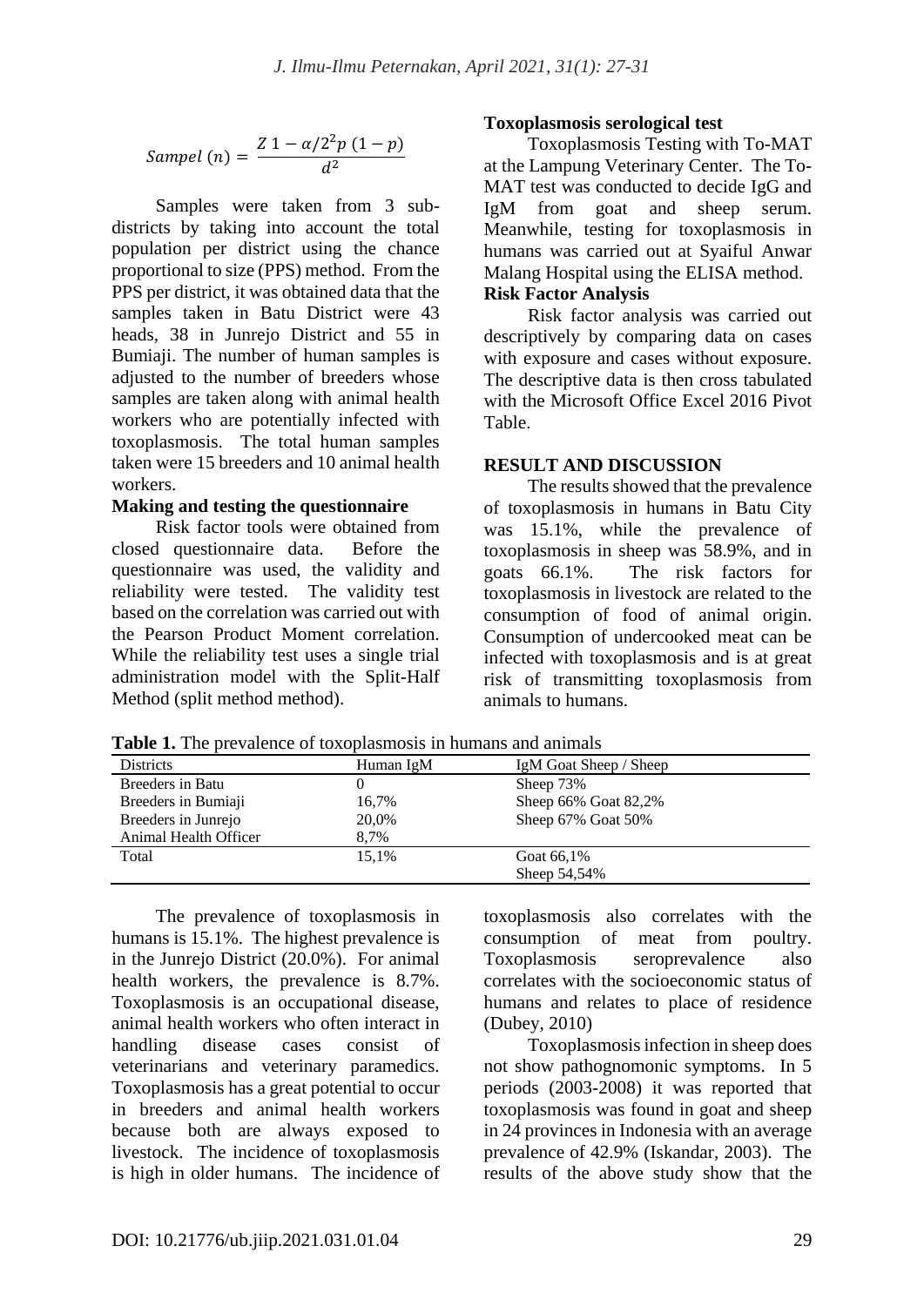$$Sampel\ (n) = \frac{Z\ 1 - \alpha/2^2 p\ (1-p)}{d^2}$$

Samples were taken from 3 sub-districts by taking into account the total population per district using the chance proportional to size (PPS) method. From the PPS per district, it was obtained data that the samples taken in Batu District were 43 heads, 38 in Junrejo District and 55 in Bumiaji. The number of human samples is adjusted to the number of breeders whose samples are taken along with animal health workers who are potentially infected with toxoplasmosis. The total human samples taken were 15 breeders and 10 animal health workers.

**Making and testing the questionnaire**

Risk factor tools were obtained from closed questionnaire data. Before the questionnaire was used, the validity and reliability were tested. The validity test based on the correlation was carried out with the Pearson Product Moment correlation. While the reliability test uses a single trial administration model with the Split-Half Method (split method method).

**Toxoplasmosis serological test**

Toxoplasmosis Testing with To-MAT at the Lampung Veterinary Center. The To-MAT test was conducted to decide IgG and IgM from goat and sheep serum. Meanwhile, testing for toxoplasmosis in humans was carried out at Syaiful Anwar Malang Hospital using the ELISA method.

**Risk Factor Analysis**

Risk factor analysis was carried out descriptively by comparing data on cases with exposure and cases without exposure. The descriptive data is then cross tabulated with the Microsoft Office Excel 2016 Pivot Table.

## RESULT AND DISCUSSION

The results showed that the prevalence of toxoplasmosis in humans in Batu City was 15.1%, while the prevalence of toxoplasmosis in sheep was 58.9%, and in goats 66.1%. The risk factors for toxoplasmosis in livestock are related to the consumption of food of animal origin. Consumption of undercooked meat can be infected with toxoplasmosis and is at great risk of transmitting toxoplasmosis from animals to humans.

**Table 1.** The prevalence of toxoplasmosis in humans and animals

| Districts | Human IgM | IgM Goat Sheep / Sheep |
|---|---|---|
| Breeders in Batu | 0 | Sheep 73% |
| Breeders in Bumiaji | 16,7% | Sheep 66% Goat 82,2% |
| Breeders in Junrejo | 20,0% | Sheep 67% Goat 50% |
| Animal Health Officer | 8,7% | |
| Total | 15,1% | Goat 66,1%<br>Sheep 54,54% |

The prevalence of toxoplasmosis in humans is 15.1%. The highest prevalence is in the Junrejo District (20.0%). For animal health workers, the prevalence is 8.7%. Toxoplasmosis is an occupational disease, animal health workers who often interact in handling disease cases consist of veterinarians and veterinary paramedics. Toxoplasmosis has a great potential to occur in breeders and animal health workers because both are always exposed to livestock. The incidence of toxoplasmosis is high in older humans. The incidence of toxoplasmosis also correlates with the consumption of meat from poultry. Toxoplasmosis seroprevalence also correlates with the socioeconomic status of humans and relates to place of residence (Dubey, 2010)

Toxoplasmosis infection in sheep does not show pathognomonic symptoms. In 5 periods (2003-2008) it was reported that toxoplasmosis was found in goat and sheep in 24 provinces in Indonesia with an average prevalence of 42.9% (Iskandar, 2003). The results of the above study show that the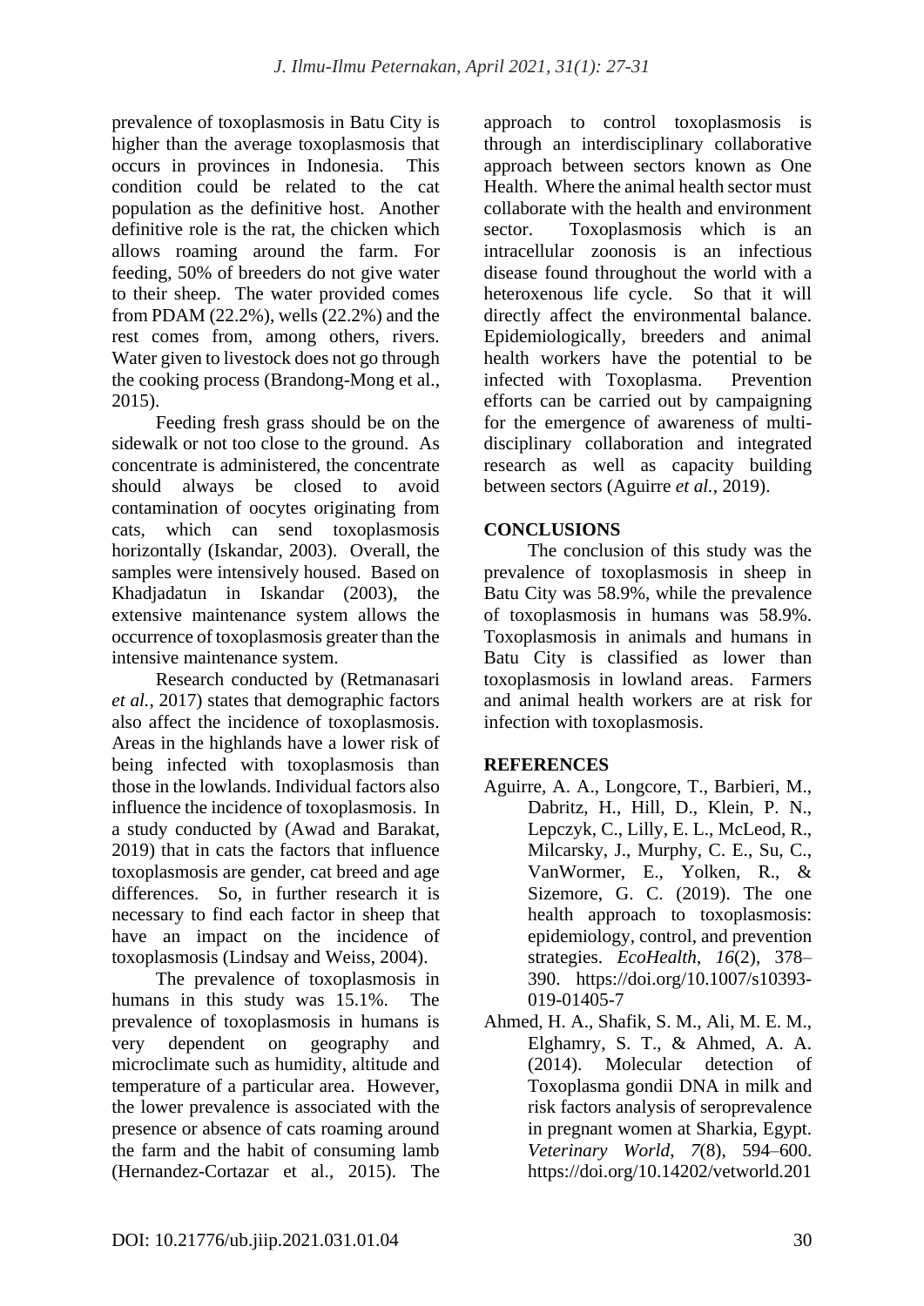prevalence of toxoplasmosis in Batu City is higher than the average toxoplasmosis that occurs in provinces in Indonesia. This condition could be related to the cat population as the definitive host. Another definitive role is the rat, the chicken which allows roaming around the farm. For feeding, 50% of breeders do not give water to their sheep. The water provided comes from PDAM (22.2%), wells (22.2%) and the rest comes from, among others, rivers. Water given to livestock does not go through the cooking process (Brandong-Mong et al., 2015).

Feeding fresh grass should be on the sidewalk or not too close to the ground. As concentrate is administered, the concentrate should always be closed to avoid contamination of oocytes originating from cats, which can send toxoplasmosis horizontally (Iskandar, 2003). Overall, the samples were intensively housed. Based on Khadjadatun in Iskandar (2003), the extensive maintenance system allows the occurrence of toxoplasmosis greater than the intensive maintenance system.

Research conducted by (Retmanasari *et al.*, 2017) states that demographic factors also affect the incidence of toxoplasmosis. Areas in the highlands have a lower risk of being infected with toxoplasmosis than those in the lowlands. Individual factors also influence the incidence of toxoplasmosis. In a study conducted by (Awad and Barakat, 2019) that in cats the factors that influence toxoplasmosis are gender, cat breed and age differences. So, in further research it is necessary to find each factor in sheep that have an impact on the incidence of toxoplasmosis (Lindsay and Weiss, 2004).

The prevalence of toxoplasmosis in humans in this study was 15.1%. The prevalence of toxoplasmosis in humans is very dependent on geography and microclimate such as humidity, altitude and temperature of a particular area. However, the lower prevalence is associated with the presence or absence of cats roaming around the farm and the habit of consuming lamb (Hernandez-Cortazar et al., 2015). The approach to control toxoplasmosis is through an interdisciplinary collaborative approach between sectors known as One Health. Where the animal health sector must collaborate with the health and environment sector. Toxoplasmosis which is an intracellular zoonosis is an infectious disease found throughout the world with a heteroxenous life cycle. So that it will directly affect the environmental balance. Epidemiologically, breeders and animal health workers have the potential to be infected with Toxoplasma. Prevention efforts can be carried out by campaigning for the emergence of awareness of multi-disciplinary collaboration and integrated research as well as capacity building between sectors (Aguirre *et al.*, 2019).

## CONCLUSIONS

The conclusion of this study was the prevalence of toxoplasmosis in sheep in Batu City was 58.9%, while the prevalence of toxoplasmosis in humans was 58.9%. Toxoplasmosis in animals and humans in Batu City is classified as lower than toxoplasmosis in lowland areas. Farmers and animal health workers are at risk for infection with toxoplasmosis.

## REFERENCES

Aguirre, A. A., Longcore, T., Barbieri, M., Dabritz, H., Hill, D., Klein, P. N., Lepczyk, C., Lilly, E. L., McLeod, R., Milcarsky, J., Murphy, C. E., Su, C., VanWormer, E., Yolken, R., & Sizemore, G. C. (2019). The one health approach to toxoplasmosis: epidemiology, control, and prevention strategies. *EcoHealth*, *16*(2), 378–390. https://doi.org/10.1007/s10393-019-01405-7

Ahmed, H. A., Shafik, S. M., Ali, M. E. M., Elghamry, S. T., & Ahmed, A. A. (2014). Molecular detection of Toxoplasma gondii DNA in milk and risk factors analysis of seroprevalence in pregnant women at Sharkia, Egypt. *Veterinary World*, *7*(8), 594–600. https://doi.org/10.14202/vetworld.201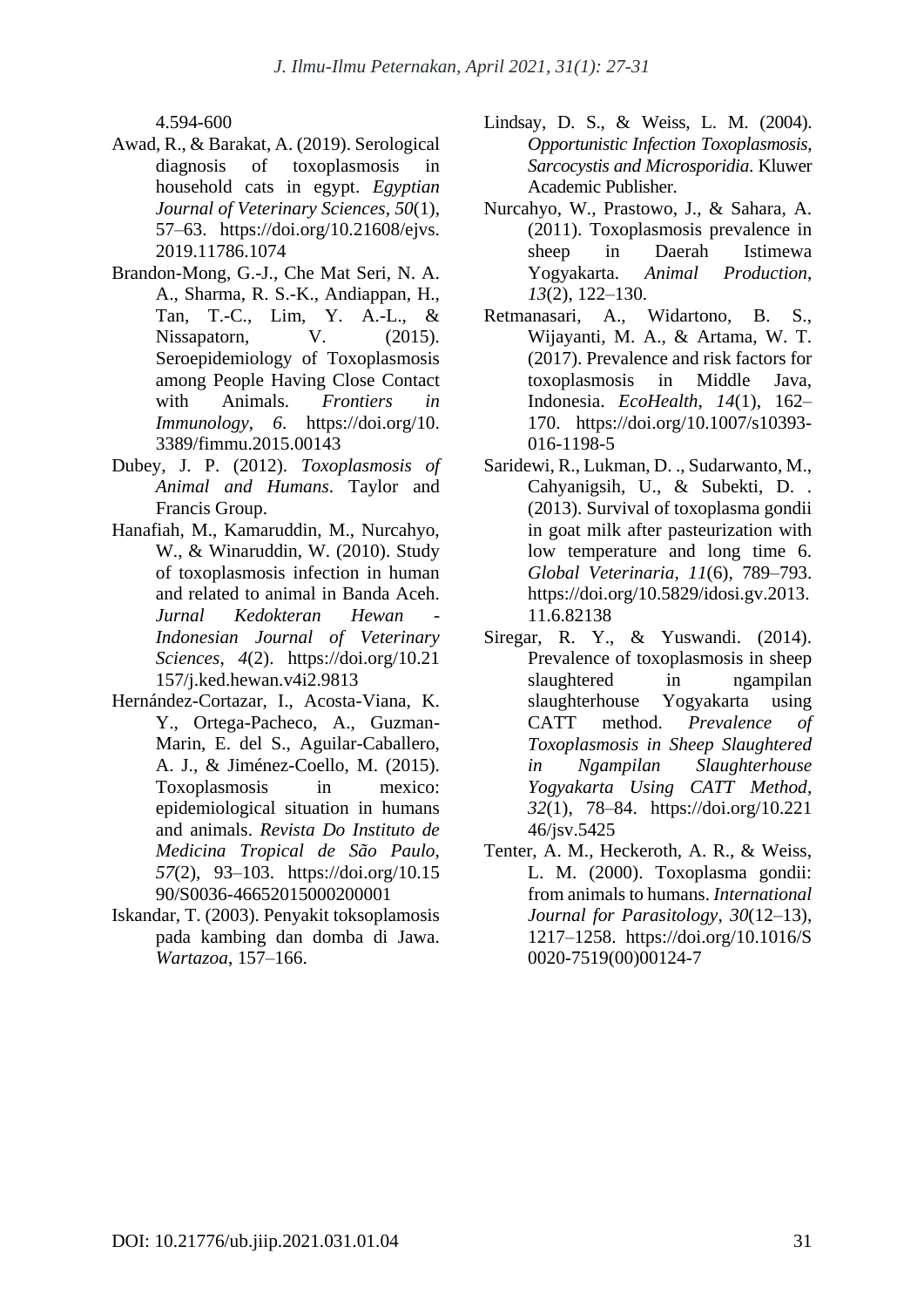4.594-600

Awad, R., & Barakat, A. (2019). Serological diagnosis of toxoplasmosis in household cats in egypt. *Egyptian Journal of Veterinary Sciences*, *50*(1), 57–63. https://doi.org/10.21608/ejvs.2019.11786.1074

Brandon-Mong, G.-J., Che Mat Seri, N. A. A., Sharma, R. S.-K., Andiappan, H., Tan, T.-C., Lim, Y. A.-L., & Nissapatorn, V. (2015). Seroepidemiology of Toxoplasmosis among People Having Close Contact with Animals. *Frontiers in Immunology*, *6*. https://doi.org/10.3389/fimmu.2015.00143

Dubey, J. P. (2012). *Toxoplasmosis of Animal and Humans*. Taylor and Francis Group.

Hanafiah, M., Kamaruddin, M., Nurcahyo, W., & Winaruddin, W. (2010). Study of toxoplasmosis infection in human and related to animal in Banda Aceh. *Jurnal Kedokteran Hewan - Indonesian Journal of Veterinary Sciences*, *4*(2). https://doi.org/10.21157/j.ked.hewan.v4i2.9813

Hernández-Cortazar, I., Acosta-Viana, K. Y., Ortega-Pacheco, A., Guzman-Marin, E. del S., Aguilar-Caballero, A. J., & Jiménez-Coello, M. (2015). Toxoplasmosis in mexico: epidemiological situation in humans and animals. *Revista Do Instituto de Medicina Tropical de São Paulo*, *57*(2), 93–103. https://doi.org/10.1590/S0036-46652015000200001

Iskandar, T. (2003). Penyakit toksoplamosis pada kambing dan domba di Jawa. *Wartazoa*, 157–166.

Lindsay, D. S., & Weiss, L. M. (2004). *Opportunistic Infection Toxoplasmosis, Sarcocystis and Microsporidia*. Kluwer Academic Publisher.

Nurcahyo, W., Prastowo, J., & Sahara, A. (2011). Toxoplasmosis prevalence in sheep in Daerah Istimewa Yogyakarta. *Animal Production*, *13*(2), 122–130.

Retmanasari, A., Widartono, B. S., Wijayanti, M. A., & Artama, W. T. (2017). Prevalence and risk factors for toxoplasmosis in Middle Java, Indonesia. *EcoHealth*, *14*(1), 162–170. https://doi.org/10.1007/s10393-016-1198-5

Saridewi, R., Lukman, D. ., Sudarwanto, M., Cahyanigsih, U., & Subekti, D. . (2013). Survival of toxoplasma gondii in goat milk after pasteurization with low temperature and long time 6. *Global Veterinaria*, *11*(6), 789–793. https://doi.org/10.5829/idosi.gv.2013.11.6.82138

Siregar, R. Y., & Yuswandi. (2014). Prevalence of toxoplasmosis in sheep slaughtered in ngampilan slaughterhouse Yogyakarta using CATT method. *Prevalence of Toxoplasmosis in Sheep Slaughtered in Ngampilan Slaughterhouse Yogyakarta Using CATT Method*, *32*(1), 78–84. https://doi.org/10.22146/jsv.5425

Tenter, A. M., Heckeroth, A. R., & Weiss, L. M. (2000). Toxoplasma gondii: from animals to humans. *International Journal for Parasitology*, *30*(12–13), 1217–1258. https://doi.org/10.1016/S0020-7519(00)00124-7